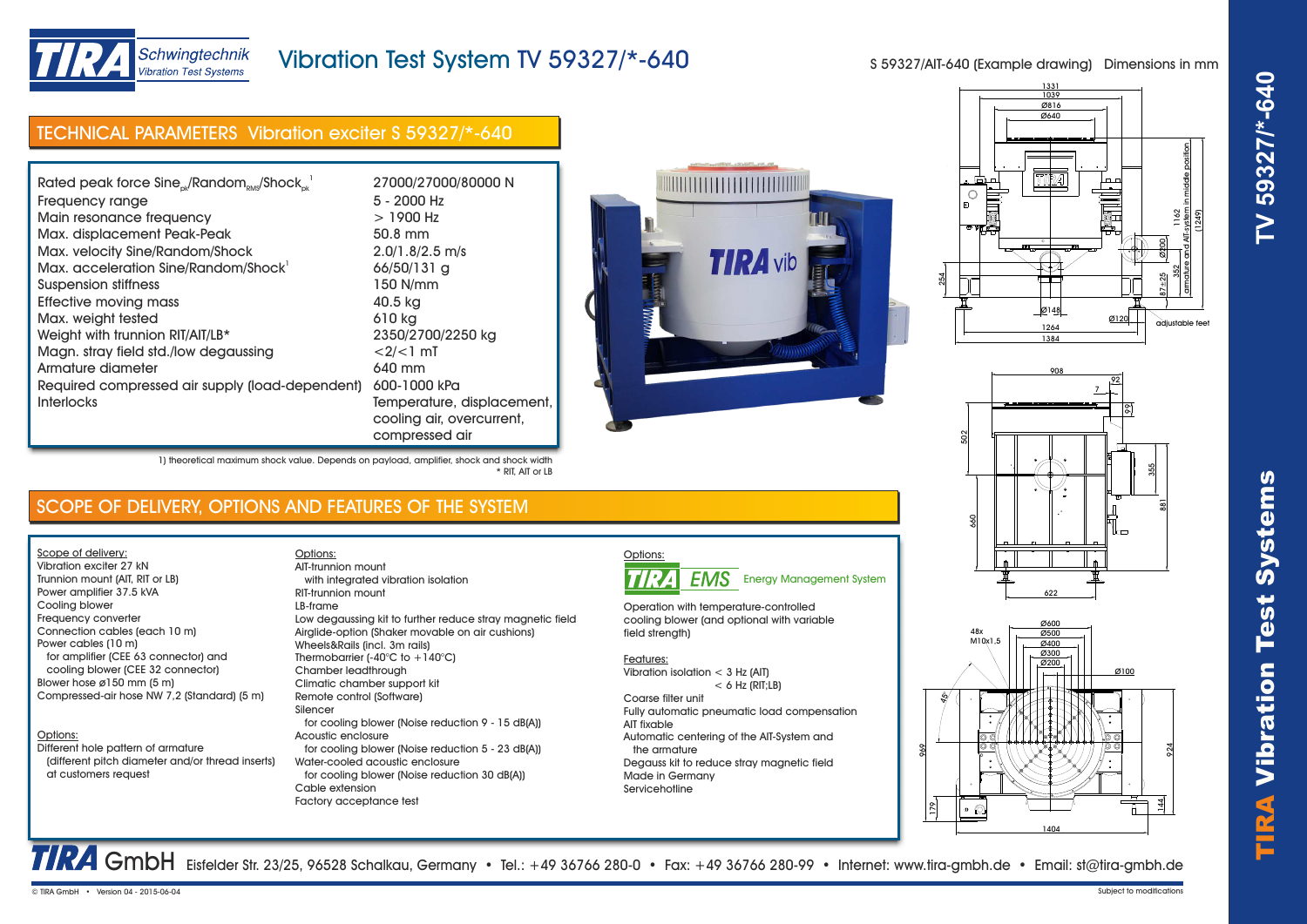# Vibration Test System TV 59327/*-640

S 59327/AIT-640 (Example drawing) Dimensions in mm

## TECHNICAL PARAMETERS Vibration exciter S 59327/*-640

| | |
|---|---|
| Rated peak force Sine$_{pk}$/Random$_{RMS}$/Shock$_{pk}$ [1] | 27000/27000/80000 N |
| Frequency range | 5 - 2000 Hz |
| Main resonance frequency | > 1900 Hz |
| Max. displacement Peak-Peak | 50.8 mm |
| Max. velocity Sine/Random/Shock | 2.0/1.8/2.5 m/s |
| Max. acceleration Sine/Random/Shock[1] | 66/50/131 g |
| Suspension stiffness | 150 N/mm |
| Effective moving mass | 40.5 kg |
| Max. weight tested | 610 kg |
| Weight with trunnion RIT/AIT/LB* | 2350/2700/2250 kg |
| Magn. stray field std./low degaussing | <2/<1 mT |
| Armature diameter | 640 mm |
| Required compressed air supply (load-dependent) | 600-1000 kPa |
| Interlocks | Temperature, displacement, cooling air, overcurrent, compressed air |

1) theoretical maximum shock value. Depends on payload, amplifier, shock and shock width
* RIT, AIT or LB

## SCOPE OF DELIVERY, OPTIONS AND FEATURES OF THE SYSTEM

Scope of delivery:
Vibration exciter 27 kN
Trunnion mount (AIT, RIT or LB)
Power amplifier 37.5 kVA
Cooling blower
Frequency converter
Connection cables (each 10 m)
Power cables (10 m)
  for amplifier (CEE 63 connector) and
  cooling blower (CEE 32 connector)
Blower hose ø150 mm (5 m)
Compressed-air hose NW 7,2 (Standard) (5 m)

Options:
Different hole pattern of armature
  (different pitch diameter and/or thread inserts)
  at customers request

Options:
AIT-trunnion mount
  with integrated vibration isolation
RIT-trunnion mount
LB-frame
Low degaussing kit to further reduce stray magnetic field
Airglide-option (Shaker movable on air cushions)
Wheels&Rails (incl. 3m rails)
Thermobarrier (-40°C to +140°C)
Chamber leadthrough
Climatic chamber support kit
Remote control (Software)
Silencer
  for cooling blower (Noise reduction 9 - 15 dB(A))
Acoustic enclosure
  for cooling blower (Noise reduction 5 - 23 dB(A))
Water-cooled acoustic enclosure
  for cooling blower (Noise reduction 30 dB(A))
Cable extension
Factory acceptance test

Options:
TIRA EMS Energy Management System

Operation with temperature-controlled cooling blower (and optional with variable field strength)

Features:
Vibration isolation < 3 Hz (AIT)
  < 6 Hz (RIT;LB)
Coarse filter unit
Fully automatic pneumatic load compensation
AIT fixable
Automatic centering of the AIT-System and
  the armature
Degauss kit to reduce stray magnetic field
Made in Germany
Servicehotline

**TIRA GmbH** Eisfelder Str. 23/25, 96528 Schalkau, Germany • Tel.: +49 36766 280-0 • Fax: +49 36766 280-99 • Internet: www.tira-gmbh.de • Email: st@tira-gmbh.de

© TIRA GmbH • Version 04 - 2015-06-04 Subject to modifications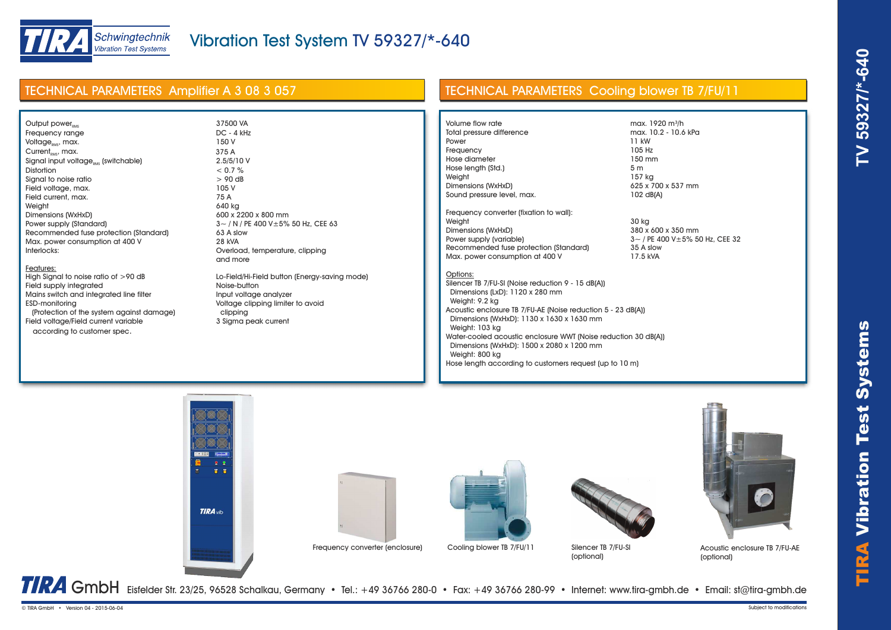# Vibration Test System TV 59327/*-640

## TECHNICAL PARAMETERS Amplifier A 3 08 3 057

| | |
|---|---|
| Output power$_{RMS}$ | 37500 VA |
| Frequency range | DC - 4 kHz |
| Voltage$_{RMS}$, max. | 150 V |
| Current$_{RMS}$, max. | 375 A |
| Signal input voltage$_{RMS}$ (switchable) | 2.5/5/10 V |
| Distortion | < 0.7 % |
| Signal to noise ratio | > 90 dB |
| Field voltage, max. | 105 V |
| Field current, max. | 75 A |
| Weight | 640 kg |
| Dimensions (WxHxD) | 600 x 2200 x 800 mm |
| Power supply (Standard) | 3~ / N / PE 400 V±5% 50 Hz, CEE 63 |
| Recommended fuse protection (Standard) | 63 A slow |
| Max. power consumption at 400 V | 28 kVA |
| Interlocks: | Overload, temperature, clipping and more |

Features:

- High Signal to noise ratio of >90 dB
- Field supply integrated
- Mains switch and integrated line filter
- ESD-monitoring (Protection of the system against damage)
- Field voltage/Field current variable according to customer spec.
- Lo-Field/Hi-Field button (Energy-saving mode)
- Noise-button
- Input voltage analyzer
- Voltage clipping limiter to avoid clipping
- 3 Sigma peak current

## TECHNICAL PARAMETERS Cooling blower TB 7/FU/11

| | |
|---|---|
| Volume flow rate | max. 1920 m³/h |
| Total pressure difference | max. 10.2 - 10.6 kPa |
| Power | 11 kW |
| Frequency | 105 Hz |
| Hose diameter | 150 mm |
| Hose length (Std.) | 5 m |
| Weight | 157 kg |
| Dimensions (WxHxD) | 625 x 700 x 537 mm |
| Sound pressure level, max. | 102 dB(A) |

Frequency converter (fixation to wall):

| | |
|---|---|
| Weight | 30 kg |
| Dimensions (WxHxD) | 380 x 600 x 350 mm |
| Power supply (variable) | 3~ / PE 400 V±5% 50 Hz, CEE 32 |
| Recommended fuse protection (Standard) | 35 A slow |
| Max. power consumption at 400 V | 17.5 kVA |

Options:

Silencer TB 7/FU-SI (Noise reduction 9 - 15 dB(A))
  Dimensions (LxD): 1120 x 280 mm
  Weight: 9.2 kg
Acoustic enclosure TB 7/FU-AE (Noise reduction 5 - 23 dB(A))
  Dimensions (WxHxD): 1130 x 1630 x 1630 mm
  Weight: 103 kg
Water-cooled acoustic enclosure WWT (Noise reduction 30 dB(A))
  Dimensions (WxHxD): 1500 x 2080 x 1200 mm
  Weight: 800 kg
Hose length according to customers request (up to 10 m)

Frequency converter (enclosure)

Cooling blower TB 7/FU/11

Silencer TB 7/FU-SI (optional)

Acoustic enclosure TB 7/FU-AE (optional)

TIRA GmbH Eisfelder Str. 23/25, 96528 Schalkau, Germany • Tel.: +49 36766 280-0 • Fax: +49 36766 280-99 • Internet: www.tira-gmbh.de • Email: st@tira-gmbh.de

© TIRA GmbH • Version 04 - 2015-06-04

Subject to modifications